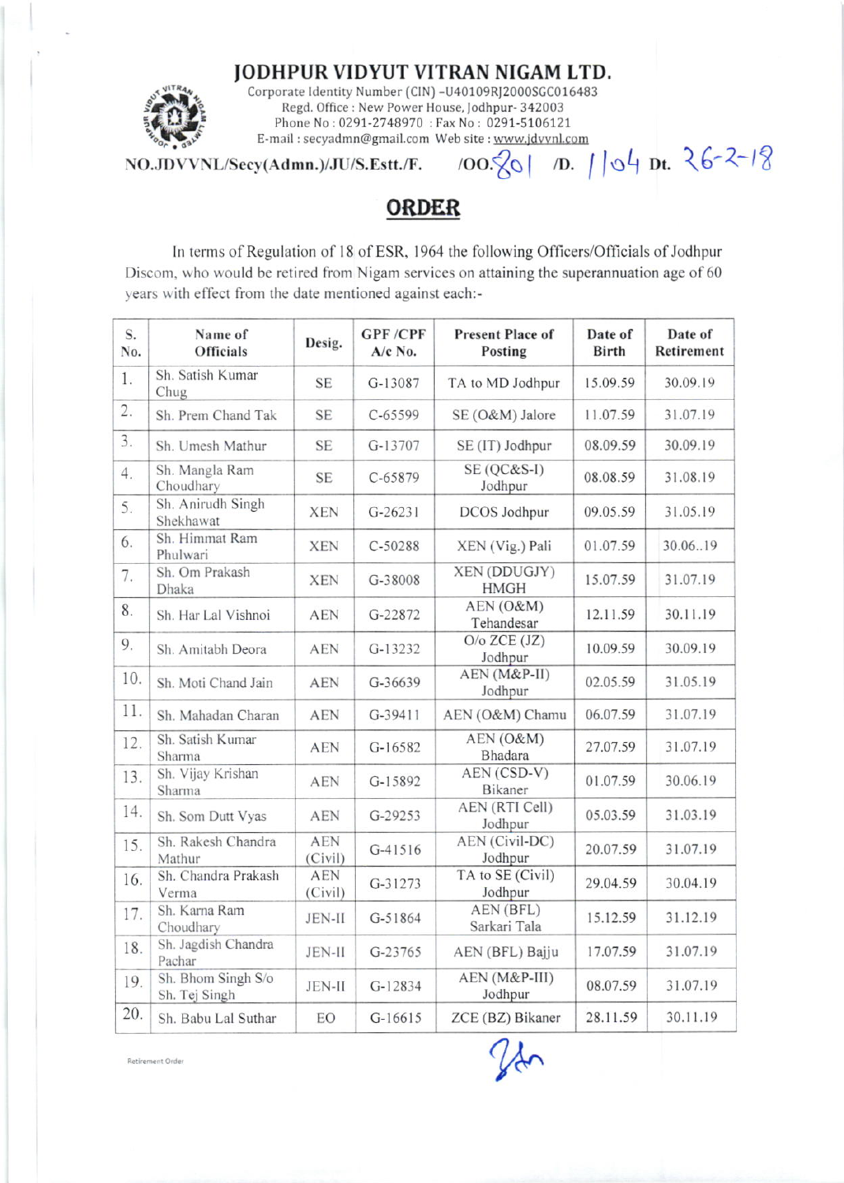# JODHPUR VIDYUT VITRAN NIGAM LTD.

Corporate Identity Number (CIN) -U40109RJ2000SGC016483
Regd. Office : New Power House, Jodhpur- 342003
Phone No : 0291-2748970 : Fax No : 0291-5106121
E-mail : secyadmn@gmail.com Web site : www.jdvvnl.com

**NO.JDVVNL/Secy(Admn.)/JU/S.Estt./F. /OO.801 /D. 1104 Dt. 26-2-18**

## ORDER

In terms of Regulation of 18 of ESR, 1964 the following Officers/Officials of Jodhpur Discom, who would be retired from Nigam services on attaining the superannuation age of 60 years with effect from the date mentioned against each:-

| S. No. | Name of Officials | Desig. | GPF /CPF A/c No. | Present Place of Posting | Date of Birth | Date of Retirement |
|---|---|---|---|---|---|---|
| 1. | Sh. Satish Kumar Chug | SE | G-13087 | TA to MD Jodhpur | 15.09.59 | 30.09.19 |
| 2. | Sh. Prem Chand Tak | SE | C-65599 | SE (O&M) Jalore | 11.07.59 | 31.07.19 |
| 3. | Sh. Umesh Mathur | SE | G-13707 | SE (IT) Jodhpur | 08.09.59 | 30.09.19 |
| 4. | Sh. Mangla Ram Choudhary | SE | C-65879 | SE (QC&S-I) Jodhpur | 08.08.59 | 31.08.19 |
| 5. | Sh. Anirudh Singh Shekhawat | XEN | G-26231 | DCOS Jodhpur | 09.05.59 | 31.05.19 |
| 6. | Sh. Himmat Ram Phulwari | XEN | C-50288 | XEN (Vig.) Pali | 01.07.59 | 30.06..19 |
| 7. | Sh. Om Prakash Dhaka | XEN | G-38008 | XEN (DDUGJY) HMGH | 15.07.59 | 31.07.19 |
| 8. | Sh. Har Lal Vishnoi | AEN | G-22872 | AEN (O&M) Tehandesar | 12.11.59 | 30.11.19 |
| 9. | Sh. Amitabh Deora | AEN | G-13232 | O/o ZCE (JZ) Jodhpur | 10.09.59 | 30.09.19 |
| 10. | Sh. Moti Chand Jain | AEN | G-36639 | AEN (M&P-II) Jodhpur | 02.05.59 | 31.05.19 |
| 11. | Sh. Mahadan Charan | AEN | G-39411 | AEN (O&M) Chamu | 06.07.59 | 31.07.19 |
| 12. | Sh. Satish Kumar Sharma | AEN | G-16582 | AEN (O&M) Bhadara | 27.07.59 | 31.07.19 |
| 13. | Sh. Vijay Krishan Sharma | AEN | G-15892 | AEN (CSD-V) Bikaner | 01.07.59 | 30.06.19 |
| 14. | Sh. Som Dutt Vyas | AEN | G-29253 | AEN (RTI Cell) Jodhpur | 05.03.59 | 31.03.19 |
| 15. | Sh. Rakesh Chandra Mathur | AEN (Civil) | G-41516 | AEN (Civil-DC) Jodhpur | 20.07.59 | 31.07.19 |
| 16. | Sh. Chandra Prakash Verma | AEN (Civil) | G-31273 | TA to SE (Civil) Jodhpur | 29.04.59 | 30.04.19 |
| 17. | Sh. Karna Ram Choudhary | JEN-II | G-51864 | AEN (BFL) Sarkari Tala | 15.12.59 | 31.12.19 |
| 18. | Sh. Jagdish Chandra Pachar | JEN-II | G-23765 | AEN (BFL) Bajju | 17.07.59 | 31.07.19 |
| 19. | Sh. Bhom Singh S/o Sh. Tej Singh | JEN-II | G-12834 | AEN (M&P-III) Jodhpur | 08.07.59 | 31.07.19 |
| 20. | Sh. Babu Lal Suthar | EO | G-16615 | ZCE (BZ) Bikaner | 28.11.59 | 30.11.19 |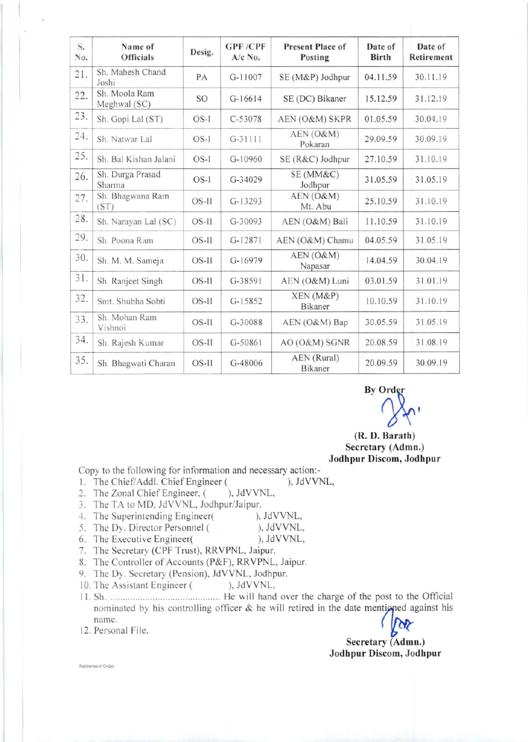| S. No. | Name of Officials | Desig. | GPF /CPF A/c No. | Present Place of Posting | Date of Birth | Date of Retirement |
|---|---|---|---|---|---|---|
| 21. | Sh. Mahesh Chand Joshi | PA | G-11007 | SE (M&P) Jodhpur | 04.11.59 | 30.11.19 |
| 22. | Sh. Moola Ram Meghwal (SC) | SO | G-16614 | SE (DC) Bikaner | 15.12.59 | 31.12.19 |
| 23. | Sh. Gopi Lal (ST) | OS-I | C-53078 | AEN (O&M) SKPR | 01.05.59 | 30.04.19 |
| 24. | Sh. Natwar Lal | OS-I | G-31111 | AEN (O&M) Pokaran | 29.09.59 | 30.09.19 |
| 25. | Sh. Bal Kishan Jalani | OS-I | G-10960 | SE (R&C) Jodhpur | 27.10.59 | 31.10.19 |
| 26. | Sh. Durga Prasad Sharma | OS-I | G-34029 | SE (MM&C) Jodhpur | 31.05.59 | 31.05.19 |
| 27. | Sh. Bhagwana Ram (ST) | OS-II | G-13293 | AEN (O&M) Mt. Abu | 25.10.59 | 31.10.19 |
| 28. | Sh. Narayan Lal (SC) | OS-II | G-30093 | AEN (O&M) Bali | 11.10.59 | 31.10.19 |
| 29. | Sh. Poona Ram | OS-II | G-12871 | AEN (O&M) Chamu | 04.05.59 | 31.05.19 |
| 30. | Sh. M. M. Sameja | OS-II | G-16979 | AEN (O&M) Napasar | 14.04.59 | 30.04.19 |
| 31. | Sh. Ranjeet Singh | OS-II | G-38591 | AEN (O&M) Luni | 03.01.59 | 31.01.19 |
| 32. | Smt. Shubha Sobti | OS-II | G-15852 | XEN (M&P) Bikaner | 10.10.59 | 31.10.19 |
| 33. | Sh. Mohan Ram Vishnoi | OS-II | G-30088 | AEN (O&M) Bap | 30.05.59 | 31.05.19 |
| 34. | Sh. Rajesh Kumar | OS-II | G-50861 | AO (O&M) SGNR | 20.08.59 | 31.08.19 |
| 35. | Sh. Bhagwati Charan | OS-II | G-48006 | AEN (Rural) Bikaner | 20.09.59 | 30.09.19 |

**By Order**

**(R. D. Barath)**
**Secretary (Admn.)**
**Jodhpur Discom, Jodhpur**

Copy to the following for information and necessary action:-

1. The Chief/Addl. Chief Engineer ( ), JdVVNL,
2. The Zonal Chief Engineer, ( ), JdVVNL,
3. The TA to MD, JdVVNL, Jodhpur/Jaipur.
4. The Superintending Engineer( ), JdVVNL,
5. The Dy. Director Personnel ( ), JdVVNL,
6. The Executive Engineer( ), JdVVNL,
7. The Secretary (CPF Trust), RRVPNL, Jaipur.
8. The Controller of Accounts (P&F), RRVPNL, Jaipur.
9. The Dy. Secretary (Pension), JdVVNL, Jodhpur.
10. The Assistant Engineer ( ), JdVVNL,
11. Sh. .......................................... He will hand over the charge of the post to the Official nominated by his controlling officer & he will retired in the date mentioned against his name.
12. Personal File.

**Secretary (Admn.)**
**Jodhpur Discom, Jodhpur**

Retirement Order